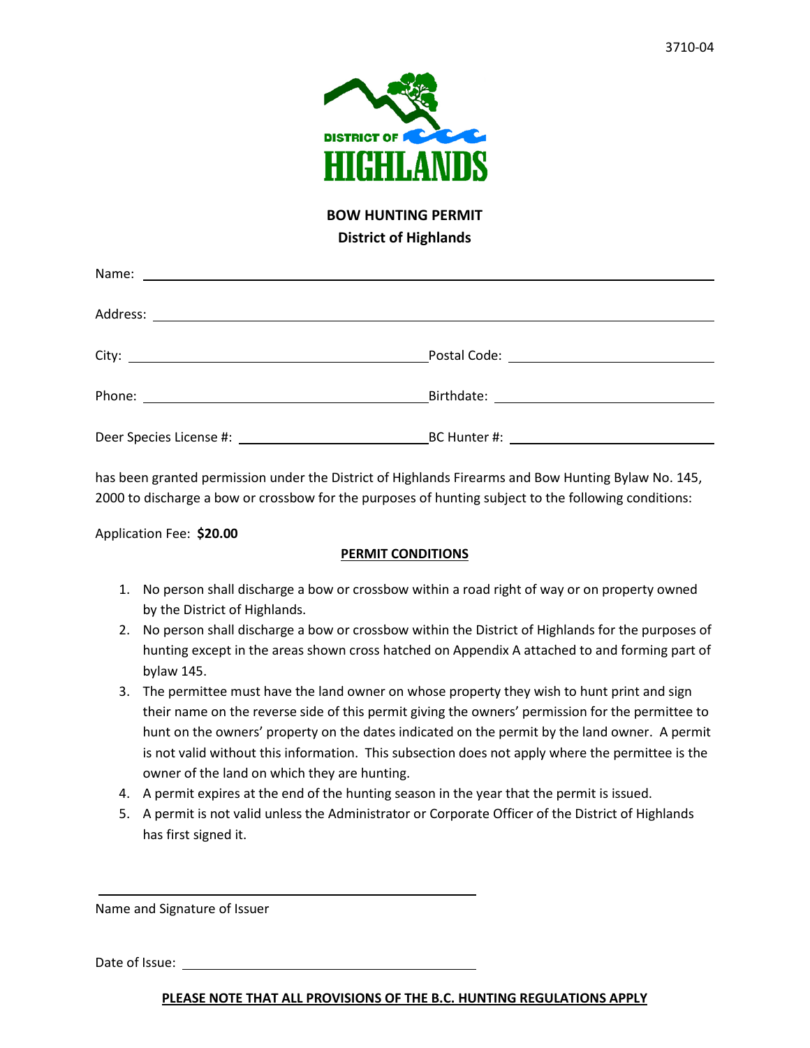3710-04

**DISTRICT OF HIGHLANDS**

**BOW HUNTING PERMIT**
**District of Highlands**

Name: ______________________________________________

Address: ______________________________________________

City: ________________________ Postal Code: ________________________

Phone: ________________________ Birthdate: ________________________

Deer Species License #: ________________________ BC Hunter #: ________________________

has been granted permission under the District of Highlands Firearms and Bow Hunting Bylaw No. 145, 2000 to discharge a bow or crossbow for the purposes of hunting subject to the following conditions:

Application Fee: **$20.00**

**PERMIT CONDITIONS**

1. No person shall discharge a bow or crossbow within a road right of way or on property owned by the District of Highlands.
2. No person shall discharge a bow or crossbow within the District of Highlands for the purposes of hunting except in the areas shown cross hatched on Appendix A attached to and forming part of bylaw 145.
3. The permittee must have the land owner on whose property they wish to hunt print and sign their name on the reverse side of this permit giving the owners' permission for the permittee to hunt on the owners' property on the dates indicated on the permit by the land owner. A permit is not valid without this information. This subsection does not apply where the permittee is the owner of the land on which they are hunting.
4. A permit expires at the end of the hunting season in the year that the permit is issued.
5. A permit is not valid unless the Administrator or Corporate Officer of the District of Highlands has first signed it.

______________________________________________
Name and Signature of Issuer

Date of Issue: ________________________________

**PLEASE NOTE THAT ALL PROVISIONS OF THE B.C. HUNTING REGULATIONS APPLY**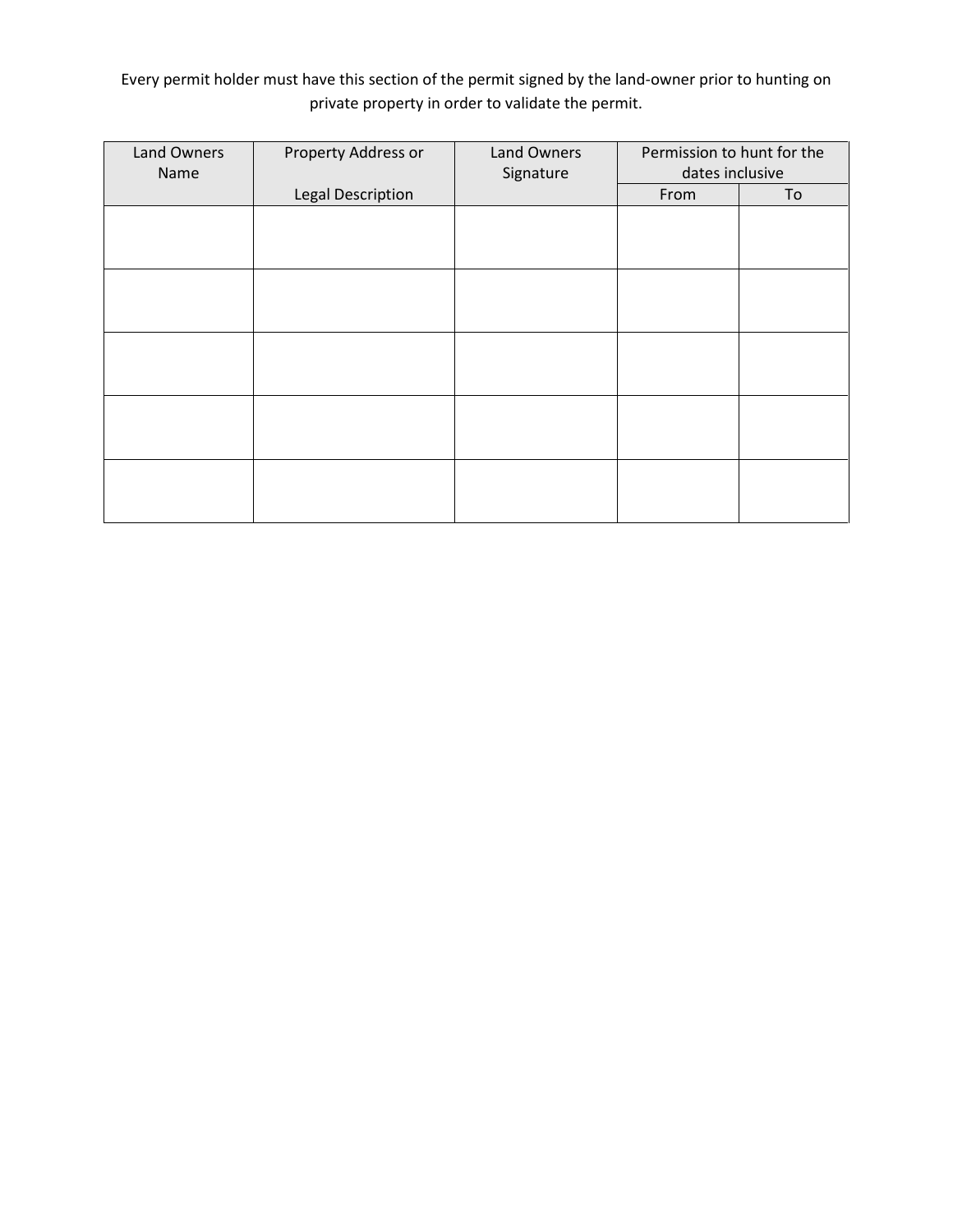Every permit holder must have this section of the permit signed by the land-owner prior to hunting on private property in order to validate the permit.

| Land Owners Name | Property Address or Legal Description | Land Owners Signature | Permission to hunt for the dates inclusive | |
|---|---|---|---|---|
| | | | From | To |
| | | | | |
| | | | | |
| | | | | |
| | | | | |
| | | | | |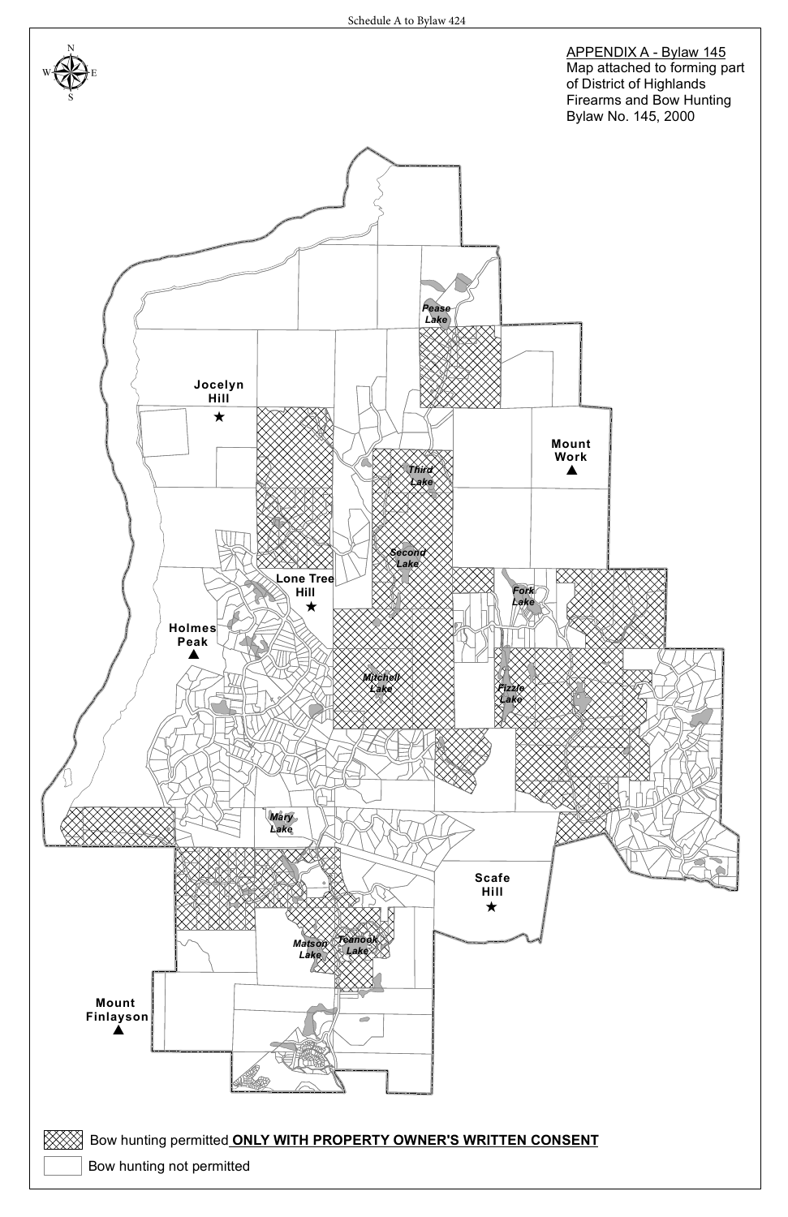Schedule A to Bylaw 424

APPENDIX A - Bylaw 145
Map attached to forming part of District of Highlands Firearms and Bow Hunting Bylaw No. 145, 2000

N
W E
S

Pease Lake

Jocelyn Hill

Mount Work

Third Lake

Second Lake

Lone Tree Hill

Fork Lake

Holmes Peak

Mitchell Lake

Fizzle Lake

Mary Lake

Scafe Hill

Matson Lake

Teanook Lake

Mount Finlayson

Bow hunting permitted **ONLY WITH PROPERTY OWNER'S WRITTEN CONSENT**

Bow hunting not permitted